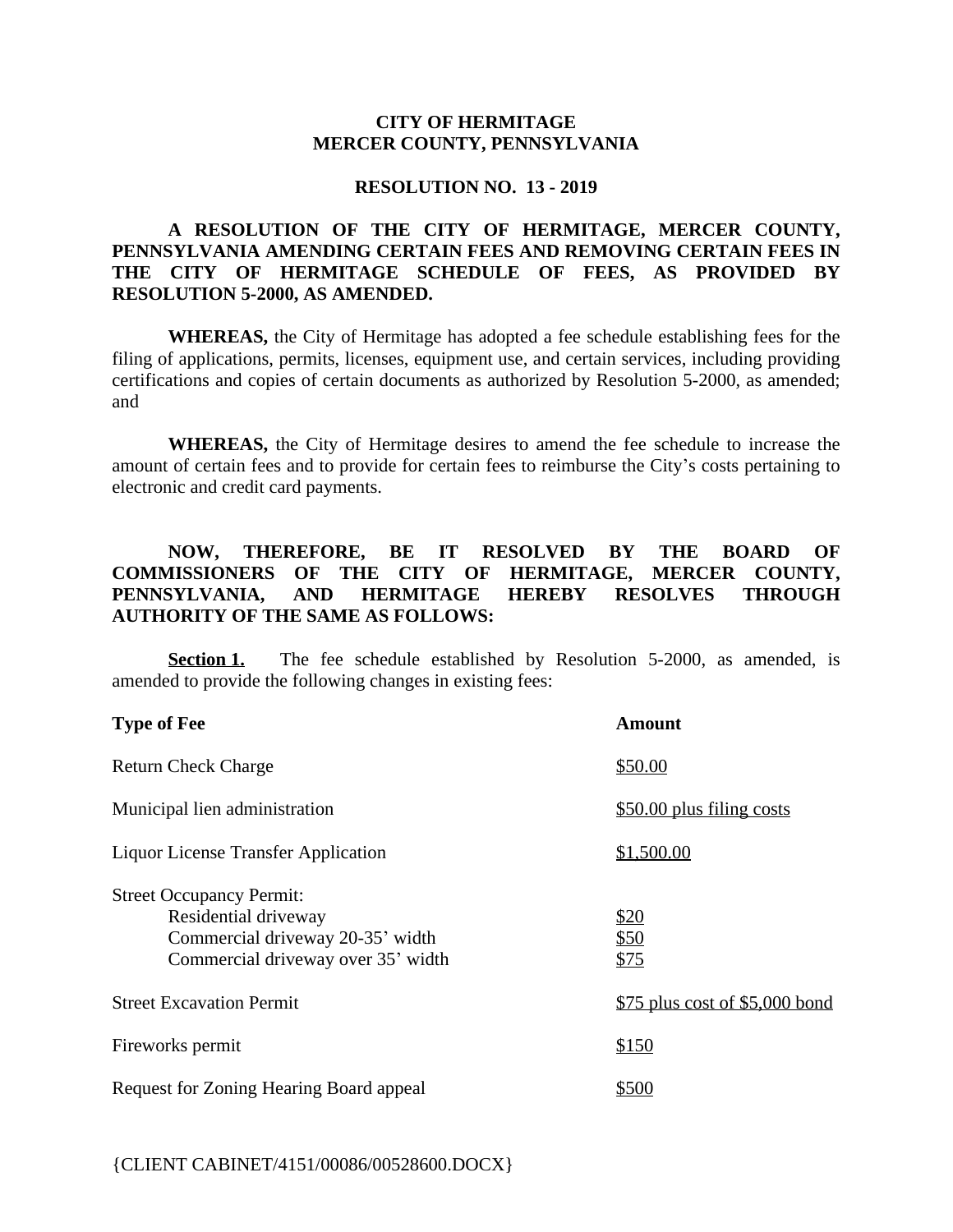**CITY OF HERMITAGE**
**MERCER COUNTY, PENNSYLVANIA**

**RESOLUTION NO. 13 - 2019**

**A RESOLUTION OF THE CITY OF HERMITAGE, MERCER COUNTY, PENNSYLVANIA AMENDING CERTAIN FEES AND REMOVING CERTAIN FEES IN THE CITY OF HERMITAGE SCHEDULE OF FEES, AS PROVIDED BY RESOLUTION 5-2000, AS AMENDED.**

**WHEREAS,** the City of Hermitage has adopted a fee schedule establishing fees for the filing of applications, permits, licenses, equipment use, and certain services, including providing certifications and copies of certain documents as authorized by Resolution 5-2000, as amended; and

**WHEREAS,** the City of Hermitage desires to amend the fee schedule to increase the amount of certain fees and to provide for certain fees to reimburse the City's costs pertaining to electronic and credit card payments.

**NOW, THEREFORE, BE IT RESOLVED BY THE BOARD OF COMMISSIONERS OF THE CITY OF HERMITAGE, MERCER COUNTY, PENNSYLVANIA, AND HERMITAGE HEREBY RESOLVES THROUGH AUTHORITY OF THE SAME AS FOLLOWS:**

**Section 1.** The fee schedule established by Resolution 5-2000, as amended, is amended to provide the following changes in existing fees:

| Type of Fee | Amount |
| --- | --- |
| Return Check Charge | $50.00 |
| Municipal lien administration | $50.00 plus filing costs |
| Liquor License Transfer Application | $1,500.00 |
| Street Occupancy Permit: | |
| Residential driveway | $20 |
| Commercial driveway 20-35' width | $50 |
| Commercial driveway over 35' width | $75 |
| Street Excavation Permit | $75 plus cost of $5,000 bond |
| Fireworks permit | $150 |
| Request for Zoning Hearing Board appeal | $500 |

{CLIENT CABINET/4151/00086/00528600.DOCX}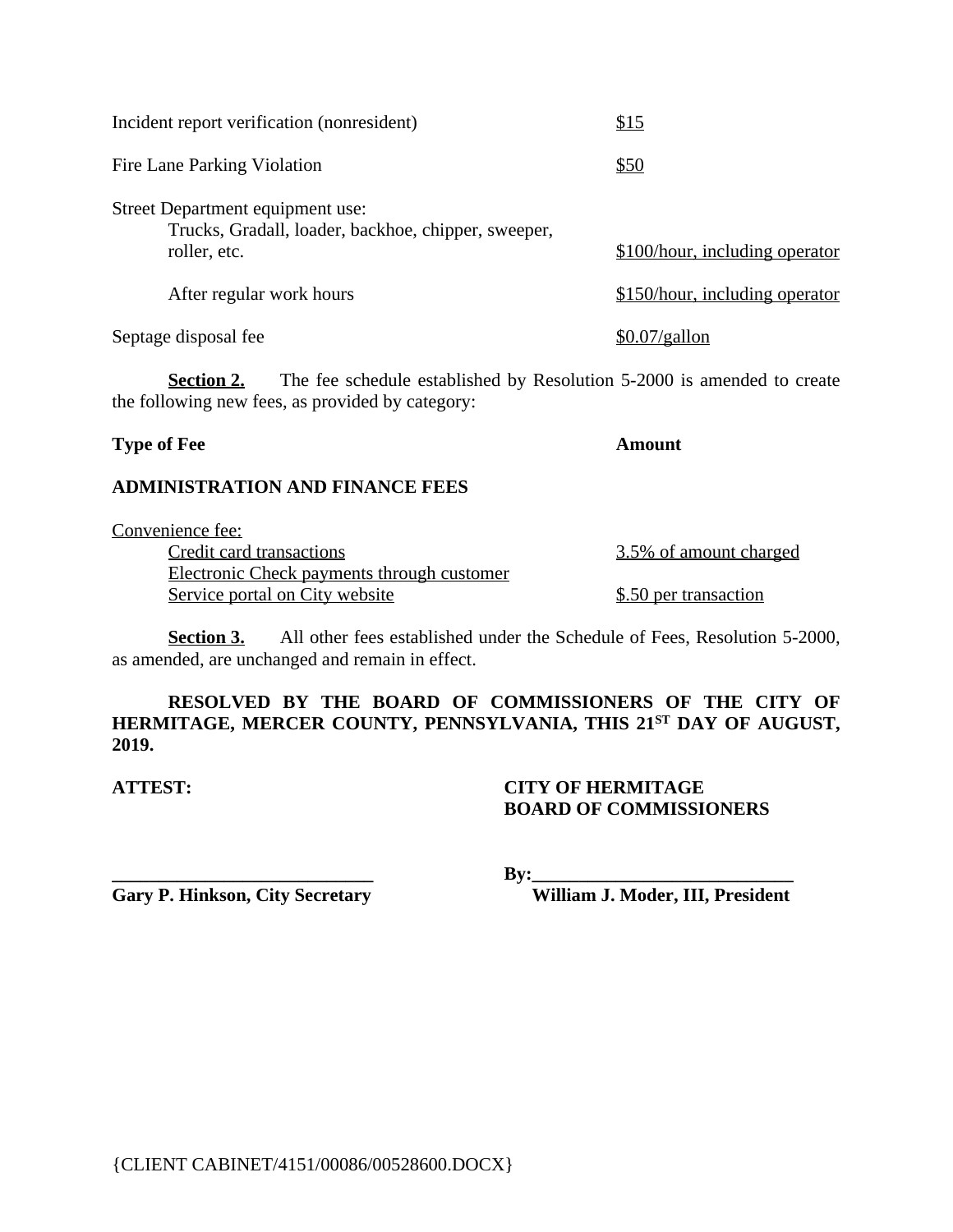| | |
|---|---|
| Incident report verification (nonresident) | $15 |
| Fire Lane Parking Violation | $50 |
| Street Department equipment use: | |
| Trucks, Gradall, loader, backhoe, chipper, sweeper, roller, etc. | $100/hour, including operator |
| After regular work hours | $150/hour, including operator |
| Septage disposal fee | $0.07/gallon |

**Section 2.** The fee schedule established by Resolution 5-2000 is amended to create the following new fees, as provided by category:

| **Type of Fee** | **Amount** |
|---|---|
| **ADMINISTRATION AND FINANCE FEES** | |
| Convenience fee: | |
| Credit card transactions | 3.5% of amount charged |
| Electronic Check payments through customer Service portal on City website | $.50 per transaction |

**Section 3.** All other fees established under the Schedule of Fees, Resolution 5-2000, as amended, are unchanged and remain in effect.

**RESOLVED BY THE BOARD OF COMMISSIONERS OF THE CITY OF HERMITAGE, MERCER COUNTY, PENNSYLVANIA, THIS 21ST DAY OF AUGUST, 2019.**

**ATTEST:**

**CITY OF HERMITAGE BOARD OF COMMISSIONERS**

**____________________________**
**Gary P. Hinkson, City Secretary**

**By:____________________________**
**William J. Moder, III, President**

{CLIENT CABINET/4151/00086/00528600.DOCX}